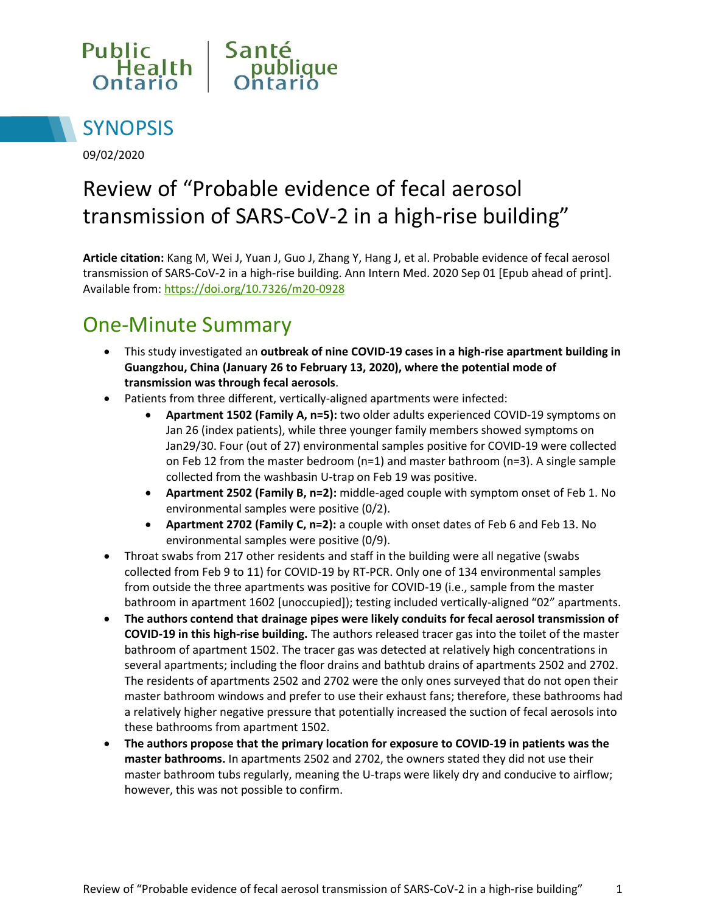Public Health Ontario | Santé publique Ontario

# SYNOPSIS

09/02/2020

# Review of "Probable evidence of fecal aerosol transmission of SARS-CoV-2 in a high-rise building"

**Article citation:** Kang M, Wei J, Yuan J, Guo J, Zhang Y, Hang J, et al. Probable evidence of fecal aerosol transmission of SARS-CoV-2 in a high-rise building. Ann Intern Med. 2020 Sep 01 [Epub ahead of print]. Available from: https://doi.org/10.7326/m20-0928

## One-Minute Summary

- This study investigated an **outbreak of nine COVID-19 cases in a high-rise apartment building in Guangzhou, China (January 26 to February 13, 2020), where the potential mode of transmission was through fecal aerosols**.
- Patients from three different, vertically-aligned apartments were infected:
  - **Apartment 1502 (Family A, n=5):** two older adults experienced COVID-19 symptoms on Jan 26 (index patients), while three younger family members showed symptoms on Jan29/30. Four (out of 27) environmental samples positive for COVID-19 were collected on Feb 12 from the master bedroom (n=1) and master bathroom (n=3). A single sample collected from the washbasin U-trap on Feb 19 was positive.
  - **Apartment 2502 (Family B, n=2):** middle-aged couple with symptom onset of Feb 1. No environmental samples were positive (0/2).
  - **Apartment 2702 (Family C, n=2):** a couple with onset dates of Feb 6 and Feb 13. No environmental samples were positive (0/9).
- Throat swabs from 217 other residents and staff in the building were all negative (swabs collected from Feb 9 to 11) for COVID-19 by RT-PCR. Only one of 134 environmental samples from outside the three apartments was positive for COVID-19 (i.e., sample from the master bathroom in apartment 1602 [unoccupied]); testing included vertically-aligned "02" apartments.
- **The authors contend that drainage pipes were likely conduits for fecal aerosol transmission of COVID-19 in this high-rise building.** The authors released tracer gas into the toilet of the master bathroom of apartment 1502. The tracer gas was detected at relatively high concentrations in several apartments; including the floor drains and bathtub drains of apartments 2502 and 2702. The residents of apartments 2502 and 2702 were the only ones surveyed that do not open their master bathroom windows and prefer to use their exhaust fans; therefore, these bathrooms had a relatively higher negative pressure that potentially increased the suction of fecal aerosols into these bathrooms from apartment 1502.
- **The authors propose that the primary location for exposure to COVID-19 in patients was the master bathrooms.** In apartments 2502 and 2702, the owners stated they did not use their master bathroom tubs regularly, meaning the U-traps were likely dry and conducive to airflow; however, this was not possible to confirm.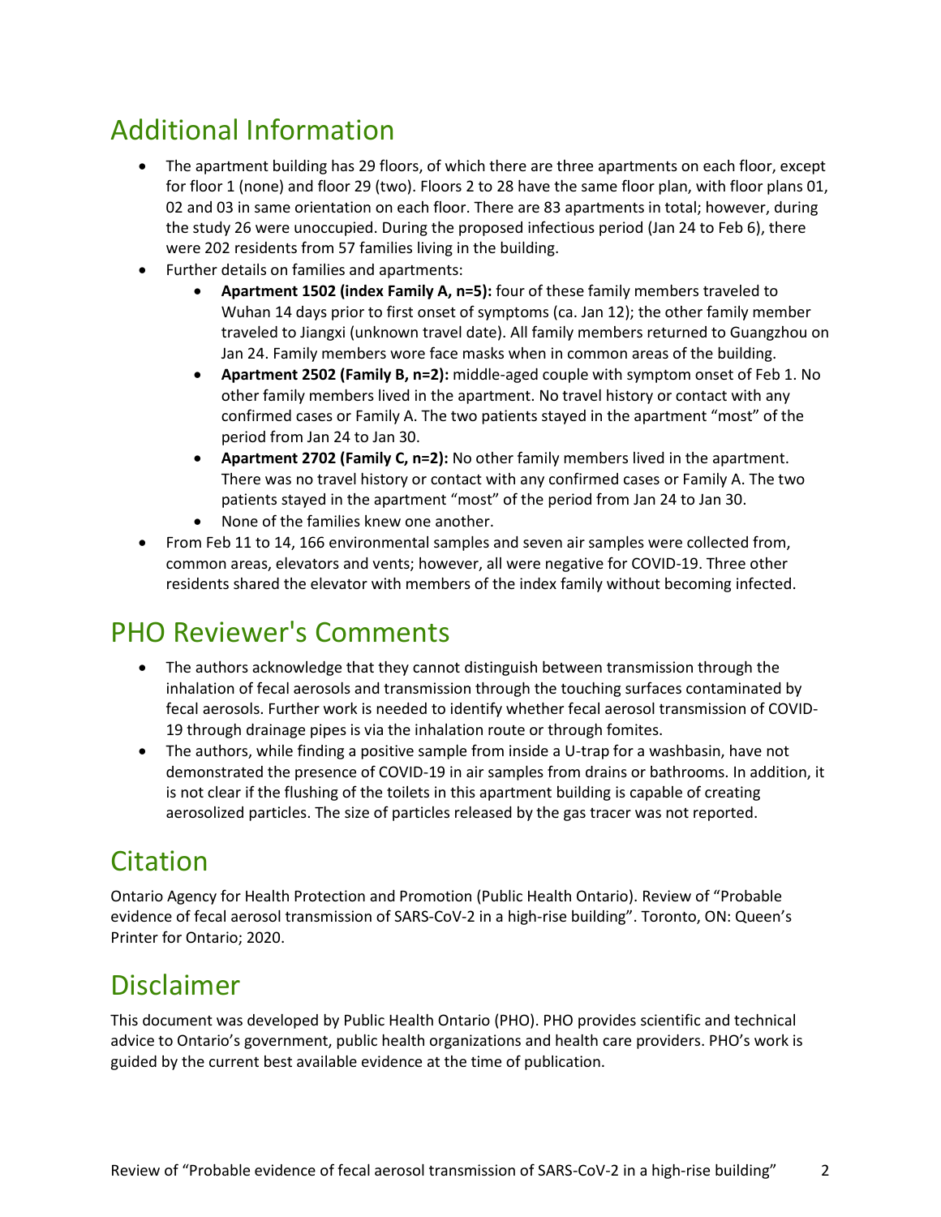## Additional Information

- The apartment building has 29 floors, of which there are three apartments on each floor, except for floor 1 (none) and floor 29 (two). Floors 2 to 28 have the same floor plan, with floor plans 01, 02 and 03 in same orientation on each floor. There are 83 apartments in total; however, during the study 26 were unoccupied. During the proposed infectious period (Jan 24 to Feb 6), there were 202 residents from 57 families living in the building.
- Further details on families and apartments:
    - **Apartment 1502 (index Family A, n=5):** four of these family members traveled to Wuhan 14 days prior to first onset of symptoms (ca. Jan 12); the other family member traveled to Jiangxi (unknown travel date). All family members returned to Guangzhou on Jan 24. Family members wore face masks when in common areas of the building.
    - **Apartment 2502 (Family B, n=2):** middle-aged couple with symptom onset of Feb 1. No other family members lived in the apartment. No travel history or contact with any confirmed cases or Family A. The two patients stayed in the apartment "most" of the period from Jan 24 to Jan 30.
    - **Apartment 2702 (Family C, n=2):** No other family members lived in the apartment. There was no travel history or contact with any confirmed cases or Family A. The two patients stayed in the apartment "most" of the period from Jan 24 to Jan 30.
    - None of the families knew one another.
- From Feb 11 to 14, 166 environmental samples and seven air samples were collected from, common areas, elevators and vents; however, all were negative for COVID-19. Three other residents shared the elevator with members of the index family without becoming infected.

## PHO Reviewer's Comments

- The authors acknowledge that they cannot distinguish between transmission through the inhalation of fecal aerosols and transmission through the touching surfaces contaminated by fecal aerosols. Further work is needed to identify whether fecal aerosol transmission of COVID-19 through drainage pipes is via the inhalation route or through fomites.
- The authors, while finding a positive sample from inside a U-trap for a washbasin, have not demonstrated the presence of COVID-19 in air samples from drains or bathrooms. In addition, it is not clear if the flushing of the toilets in this apartment building is capable of creating aerosolized particles. The size of particles released by the gas tracer was not reported.

## Citation

Ontario Agency for Health Protection and Promotion (Public Health Ontario). Review of "Probable evidence of fecal aerosol transmission of SARS-CoV-2 in a high-rise building". Toronto, ON: Queen's Printer for Ontario; 2020.

## Disclaimer

This document was developed by Public Health Ontario (PHO). PHO provides scientific and technical advice to Ontario's government, public health organizations and health care providers. PHO's work is guided by the current best available evidence at the time of publication.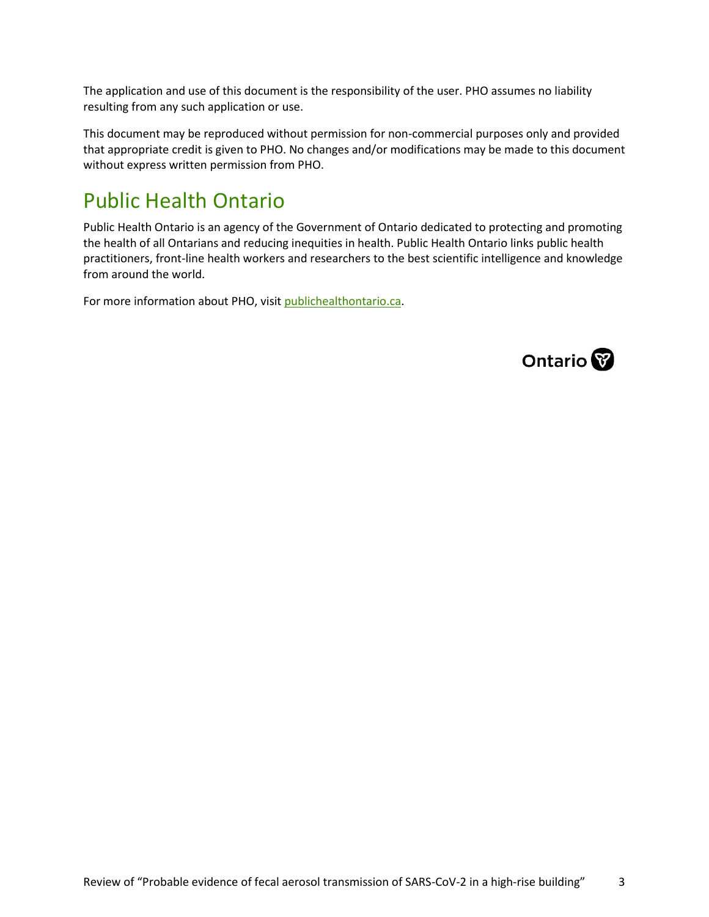The application and use of this document is the responsibility of the user. PHO assumes no liability resulting from any such application or use.

This document may be reproduced without permission for non-commercial purposes only and provided that appropriate credit is given to PHO. No changes and/or modifications may be made to this document without express written permission from PHO.

## Public Health Ontario

Public Health Ontario is an agency of the Government of Ontario dedicated to protecting and promoting the health of all Ontarians and reducing inequities in health. Public Health Ontario links public health practitioners, front-line health workers and researchers to the best scientific intelligence and knowledge from around the world.

For more information about PHO, visit [publichealthontario.ca](publichealthontario.ca).

Ontario